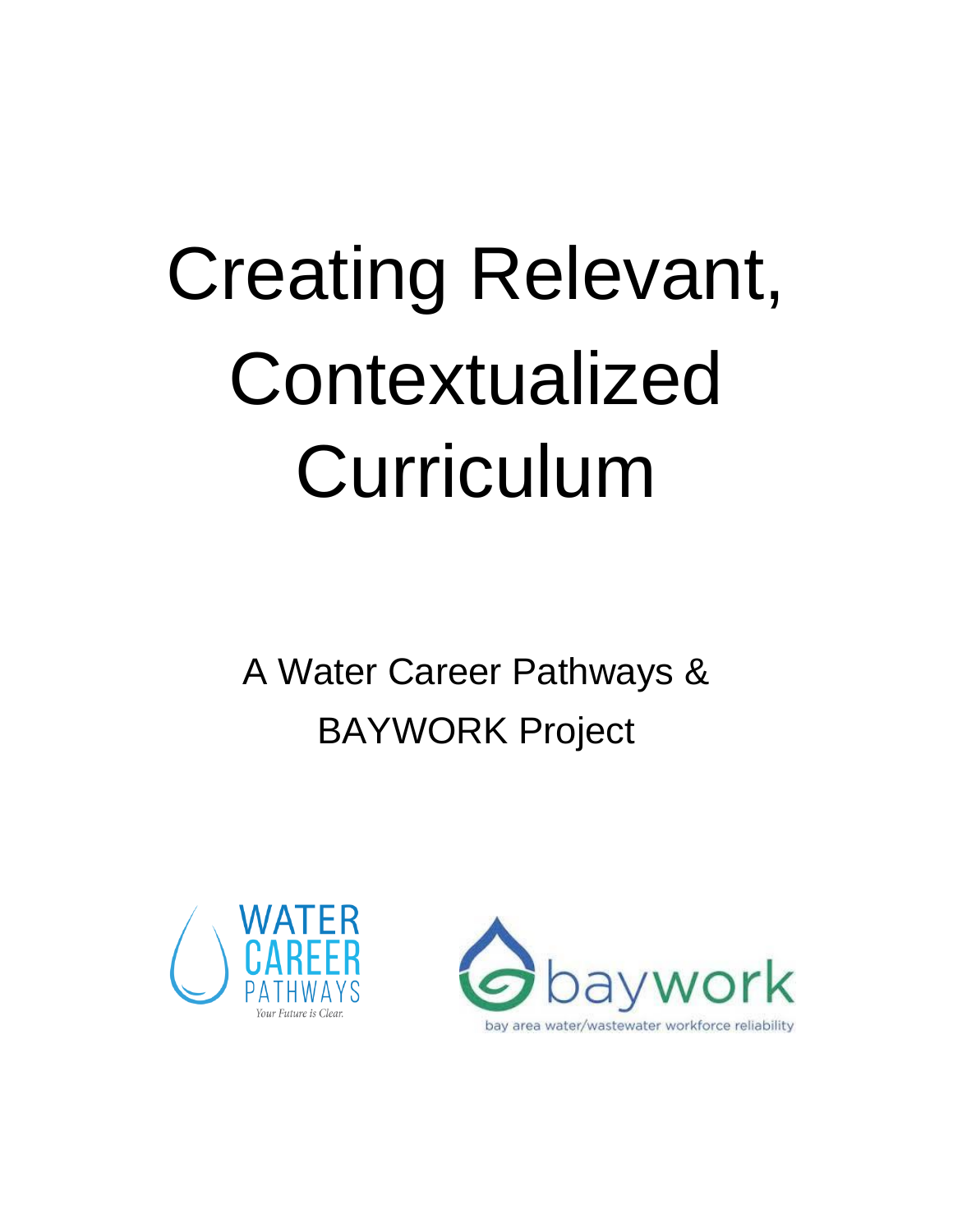# Creating Relevant, Contextualized Curriculum

A Water Career Pathways & BAYWORK Project

WATER CAREER PATHWAYS

*Your Future is Clear.*

baywork

bay area water/wastewater workforce reliability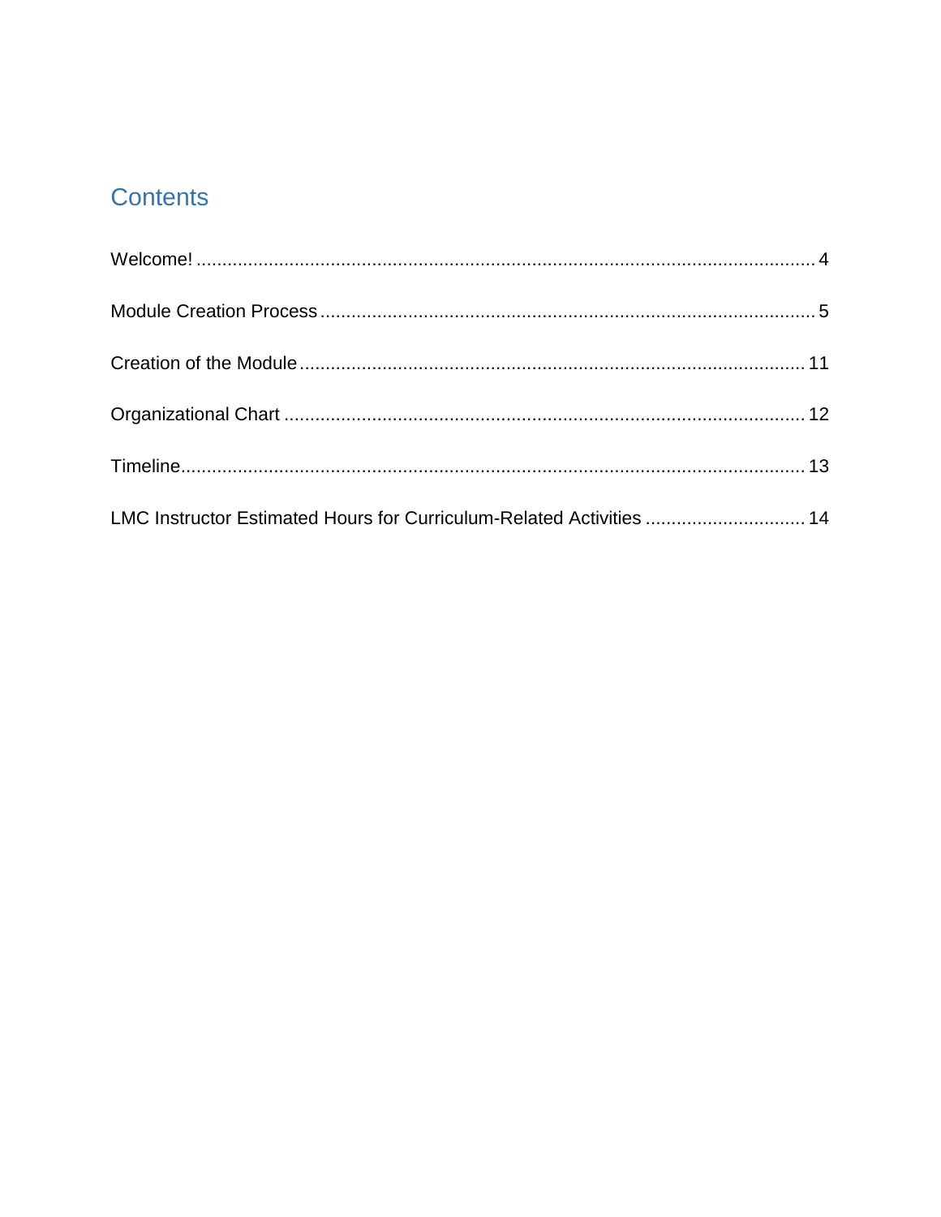# Contents

Welcome! ........................................................................................................................ 4

Module Creation Process ............................................................................................... 5

Creation of the Module ................................................................................................. 11

Organizational Chart .................................................................................................... 12

Timeline........................................................................................................................ 13

LMC Instructor Estimated Hours for Curriculum-Related Activities ............................... 14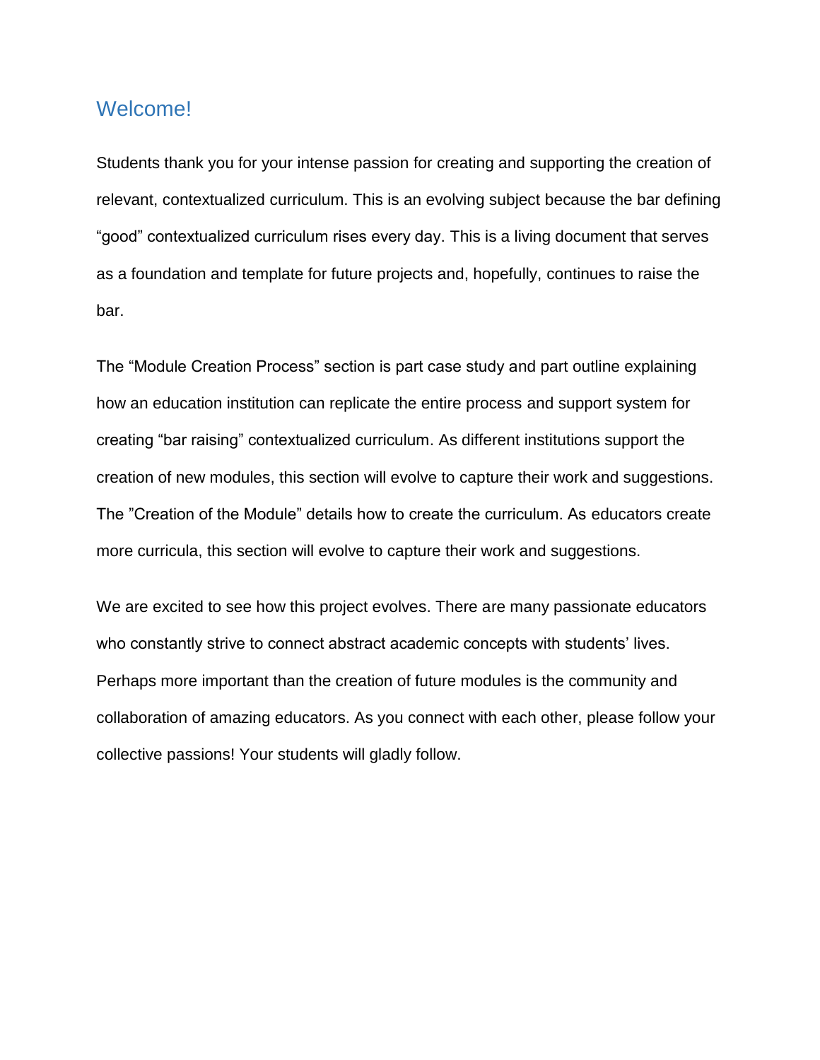## Welcome!

Students thank you for your intense passion for creating and supporting the creation of relevant, contextualized curriculum. This is an evolving subject because the bar defining “good” contextualized curriculum rises every day. This is a living document that serves as a foundation and template for future projects and, hopefully, continues to raise the bar.

The “Module Creation Process” section is part case study and part outline explaining how an education institution can replicate the entire process and support system for creating “bar raising” contextualized curriculum. As different institutions support the creation of new modules, this section will evolve to capture their work and suggestions. The ”Creation of the Module” details how to create the curriculum. As educators create more curricula, this section will evolve to capture their work and suggestions.

We are excited to see how this project evolves. There are many passionate educators who constantly strive to connect abstract academic concepts with students’ lives. Perhaps more important than the creation of future modules is the community and collaboration of amazing educators. As you connect with each other, please follow your collective passions! Your students will gladly follow.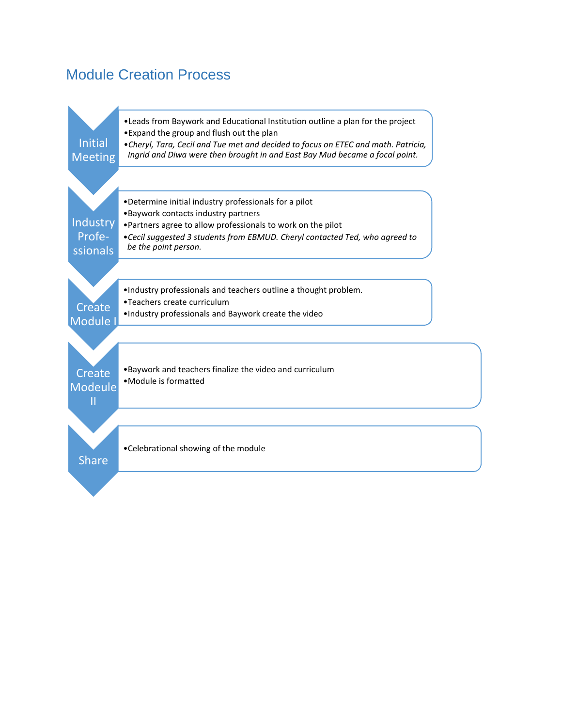## Module Creation Process

**Initial Meeting**

- Leads from Baywork and Educational Institution outline a plan for the project
- Expand the group and flush out the plan
- *Cheryl, Tara, Cecil and Tue met and decided to focus on ETEC and math. Patricia, Ingrid and Diwa were then brought in and East Bay Mud became a focal point.*

**Industry Profe-ssionals**

- Determine initial industry professionals for a pilot
- Baywork contacts industry partners
- Partners agree to allow professionals to work on the pilot
- *Cecil suggested 3 students from EBMUD. Cheryl contacted Ted, who agreed to be the point person.*

**Create Module I**

- Industry professionals and teachers outline a thought problem.
- Teachers create curriculum
- Industry professionals and Baywork create the video

**Create Modeule II**

- Baywork and teachers finalize the video and curriculum
- Module is formatted

**Share**

- Celebrational showing of the module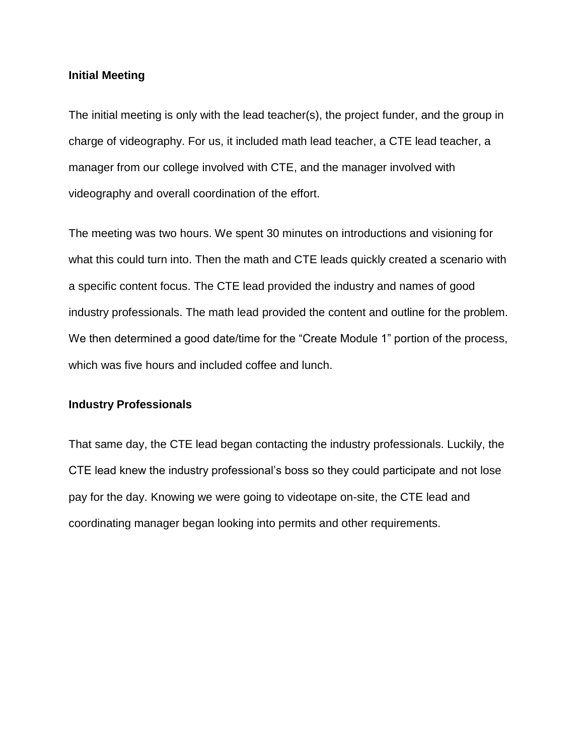**Initial Meeting**

The initial meeting is only with the lead teacher(s), the project funder, and the group in charge of videography. For us, it included math lead teacher, a CTE lead teacher, a manager from our college involved with CTE, and the manager involved with videography and overall coordination of the effort.

The meeting was two hours. We spent 30 minutes on introductions and visioning for what this could turn into. Then the math and CTE leads quickly created a scenario with a specific content focus. The CTE lead provided the industry and names of good industry professionals. The math lead provided the content and outline for the problem. We then determined a good date/time for the “Create Module 1” portion of the process, which was five hours and included coffee and lunch.

**Industry Professionals**

That same day, the CTE lead began contacting the industry professionals. Luckily, the CTE lead knew the industry professional’s boss so they could participate and not lose pay for the day. Knowing we were going to videotape on-site, the CTE lead and coordinating manager began looking into permits and other requirements.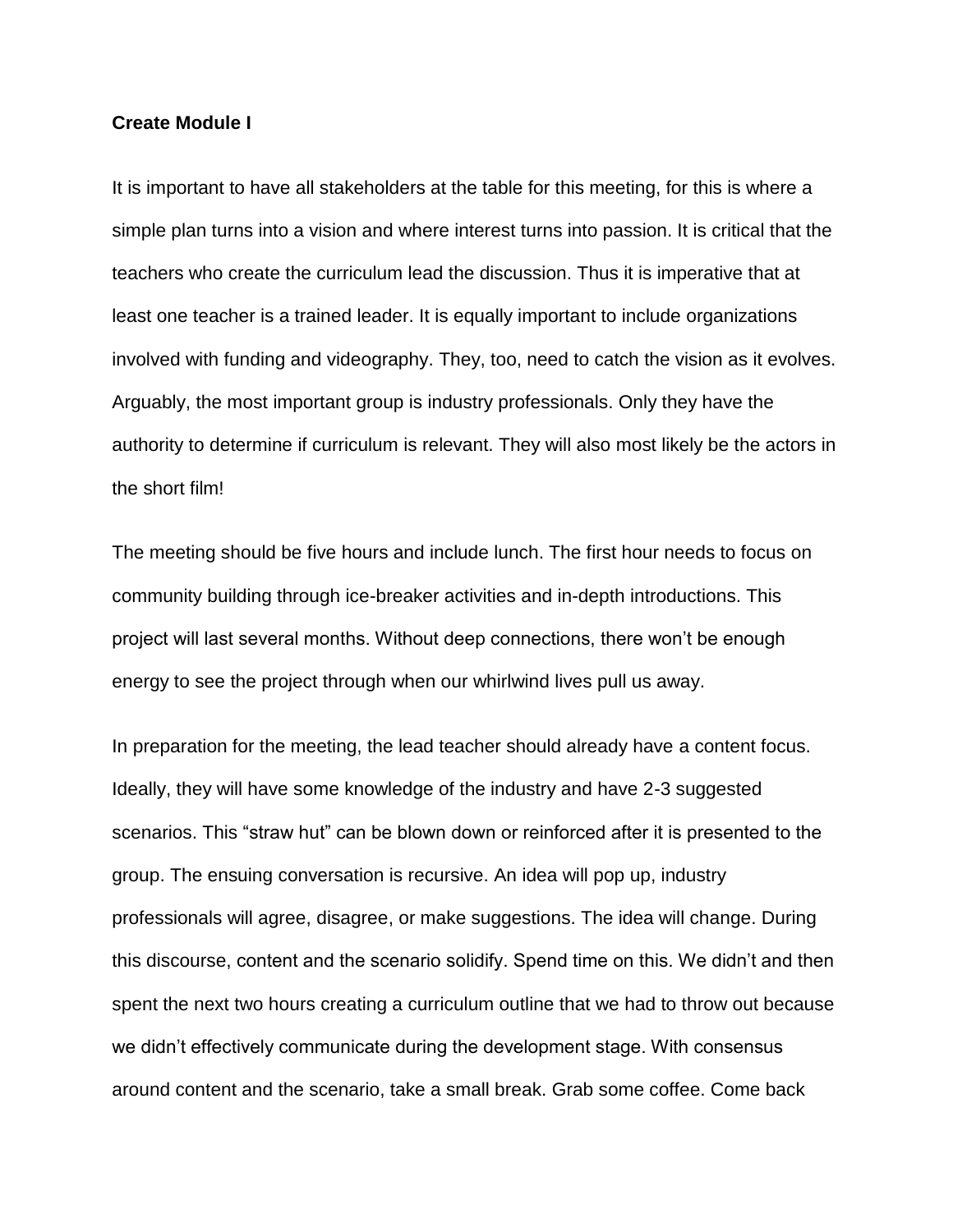**Create Module I**

It is important to have all stakeholders at the table for this meeting, for this is where a simple plan turns into a vision and where interest turns into passion. It is critical that the teachers who create the curriculum lead the discussion. Thus it is imperative that at least one teacher is a trained leader. It is equally important to include organizations involved with funding and videography. They, too, need to catch the vision as it evolves. Arguably, the most important group is industry professionals. Only they have the authority to determine if curriculum is relevant. They will also most likely be the actors in the short film!

The meeting should be five hours and include lunch. The first hour needs to focus on community building through ice-breaker activities and in-depth introductions. This project will last several months. Without deep connections, there won't be enough energy to see the project through when our whirlwind lives pull us away.

In preparation for the meeting, the lead teacher should already have a content focus. Ideally, they will have some knowledge of the industry and have 2-3 suggested scenarios. This "straw hut" can be blown down or reinforced after it is presented to the group. The ensuing conversation is recursive. An idea will pop up, industry professionals will agree, disagree, or make suggestions. The idea will change. During this discourse, content and the scenario solidify. Spend time on this. We didn't and then spent the next two hours creating a curriculum outline that we had to throw out because we didn't effectively communicate during the development stage. With consensus around content and the scenario, take a small break. Grab some coffee. Come back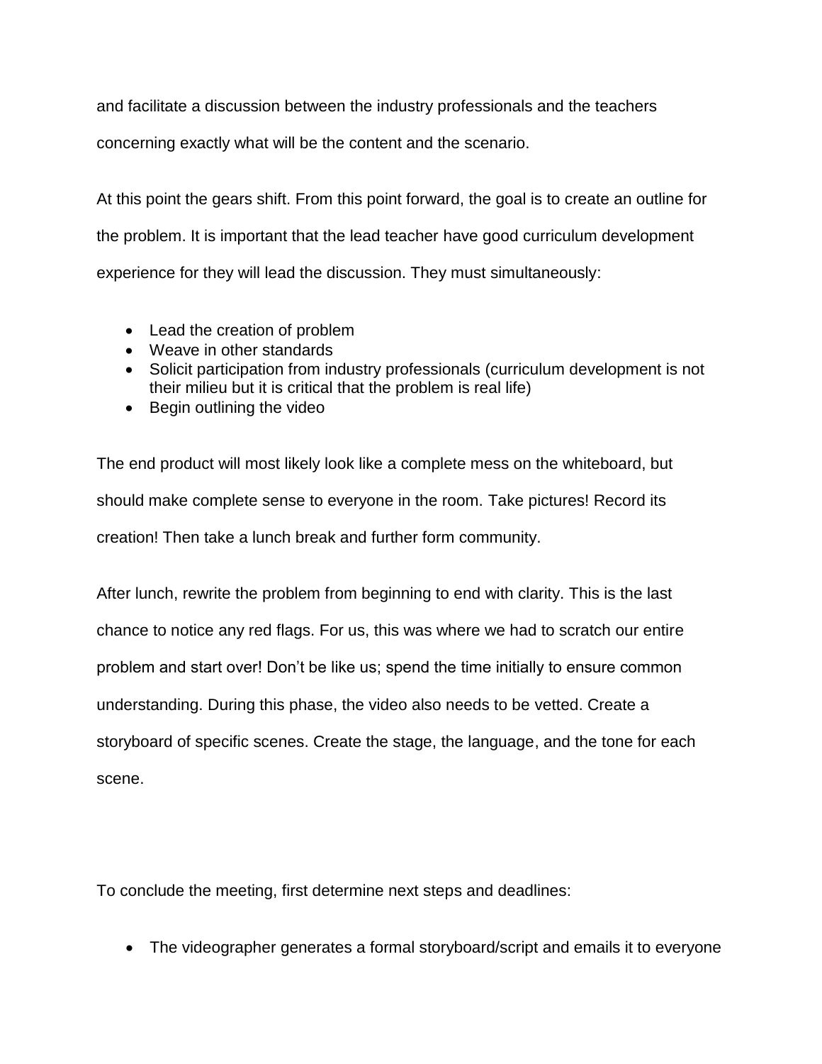and facilitate a discussion between the industry professionals and the teachers concerning exactly what will be the content and the scenario.

At this point the gears shift. From this point forward, the goal is to create an outline for the problem. It is important that the lead teacher have good curriculum development experience for they will lead the discussion. They must simultaneously:

- Lead the creation of problem
- Weave in other standards
- Solicit participation from industry professionals (curriculum development is not their milieu but it is critical that the problem is real life)
- Begin outlining the video

The end product will most likely look like a complete mess on the whiteboard, but should make complete sense to everyone in the room. Take pictures! Record its creation! Then take a lunch break and further form community.

After lunch, rewrite the problem from beginning to end with clarity. This is the last chance to notice any red flags. For us, this was where we had to scratch our entire problem and start over! Don't be like us; spend the time initially to ensure common understanding. During this phase, the video also needs to be vetted. Create a storyboard of specific scenes. Create the stage, the language, and the tone for each scene.

To conclude the meeting, first determine next steps and deadlines:

- The videographer generates a formal storyboard/script and emails it to everyone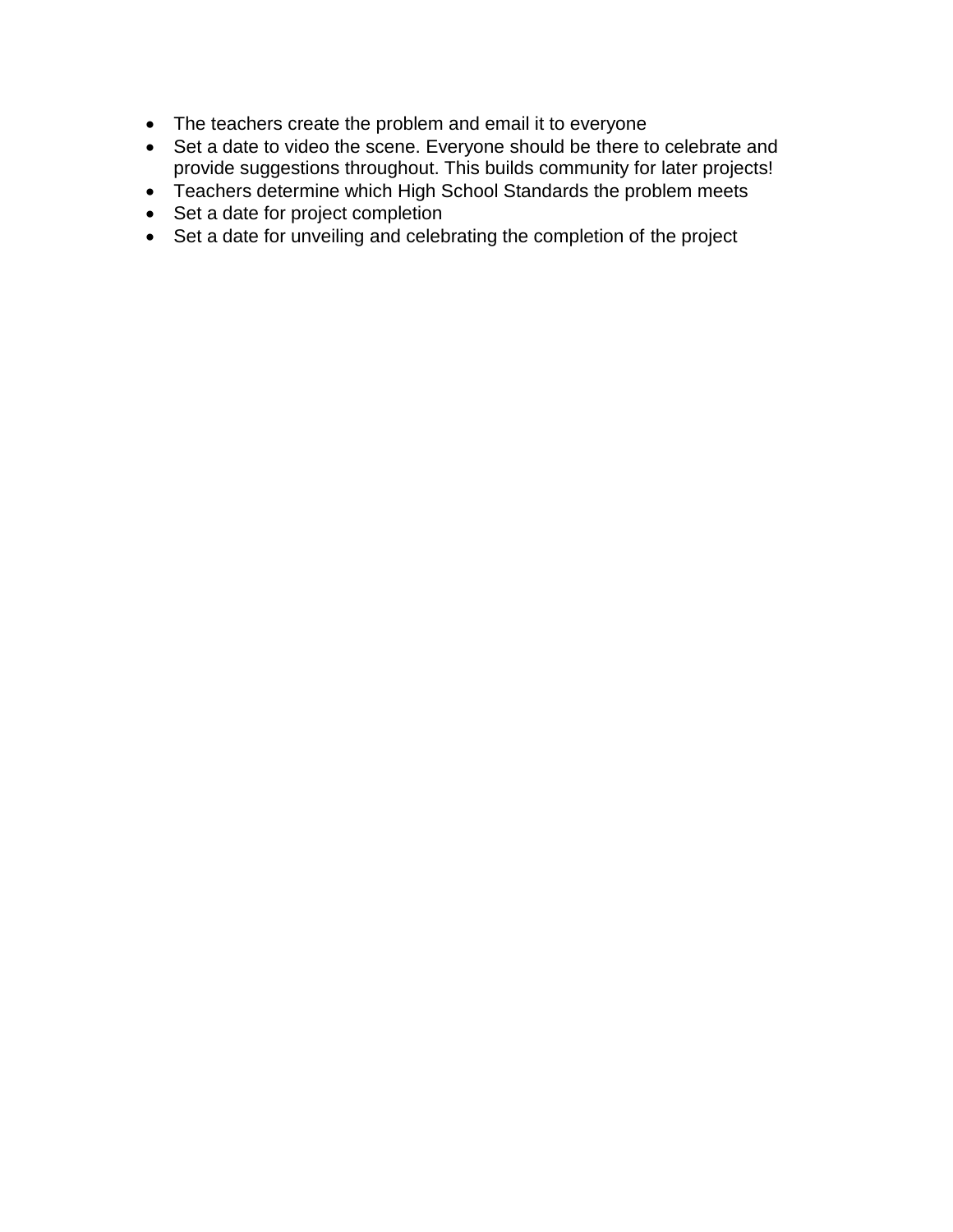- The teachers create the problem and email it to everyone
- Set a date to video the scene. Everyone should be there to celebrate and provide suggestions throughout. This builds community for later projects!
- Teachers determine which High School Standards the problem meets
- Set a date for project completion
- Set a date for unveiling and celebrating the completion of the project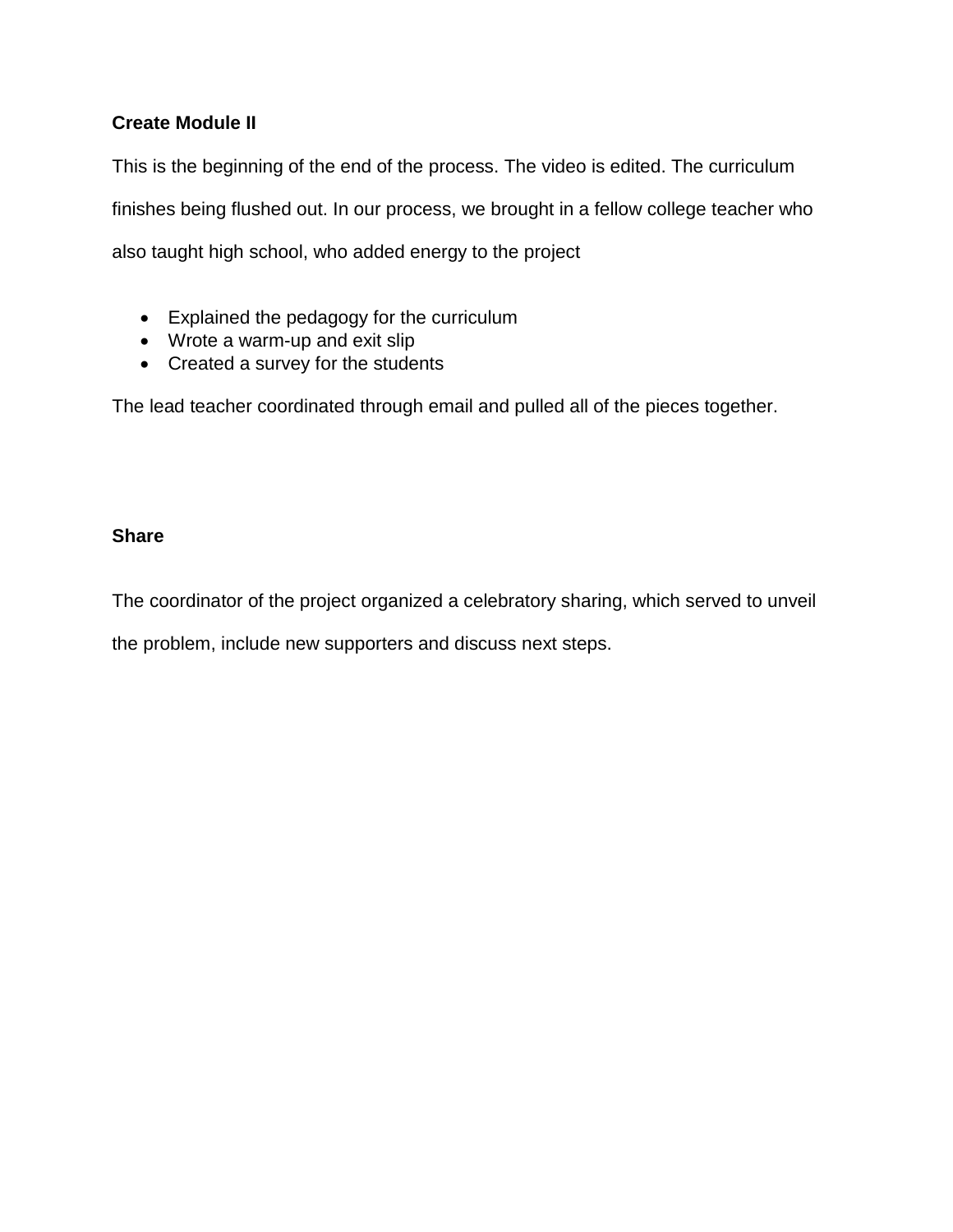**Create Module II**

This is the beginning of the end of the process. The video is edited. The curriculum finishes being flushed out. In our process, we brought in a fellow college teacher who also taught high school, who added energy to the project

- Explained the pedagogy for the curriculum
- Wrote a warm-up and exit slip
- Created a survey for the students

The lead teacher coordinated through email and pulled all of the pieces together.

**Share**

The coordinator of the project organized a celebratory sharing, which served to unveil the problem, include new supporters and discuss next steps.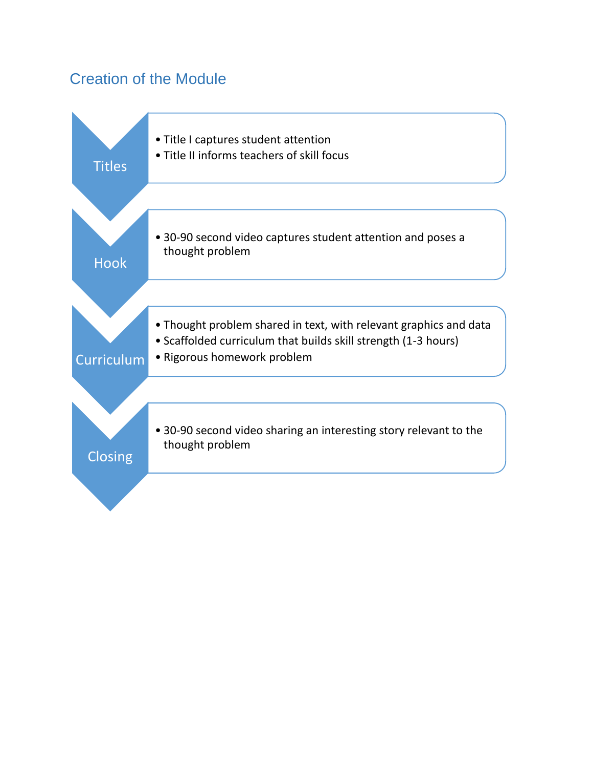## Creation of the Module

**Titles**

- Title I captures student attention
- Title II informs teachers of skill focus

**Hook**

- 30-90 second video captures student attention and poses a thought problem

**Curriculum**

- Thought problem shared in text, with relevant graphics and data
- Scaffolded curriculum that builds skill strength (1-3 hours)
- Rigorous homework problem

**Closing**

- 30-90 second video sharing an interesting story relevant to the thought problem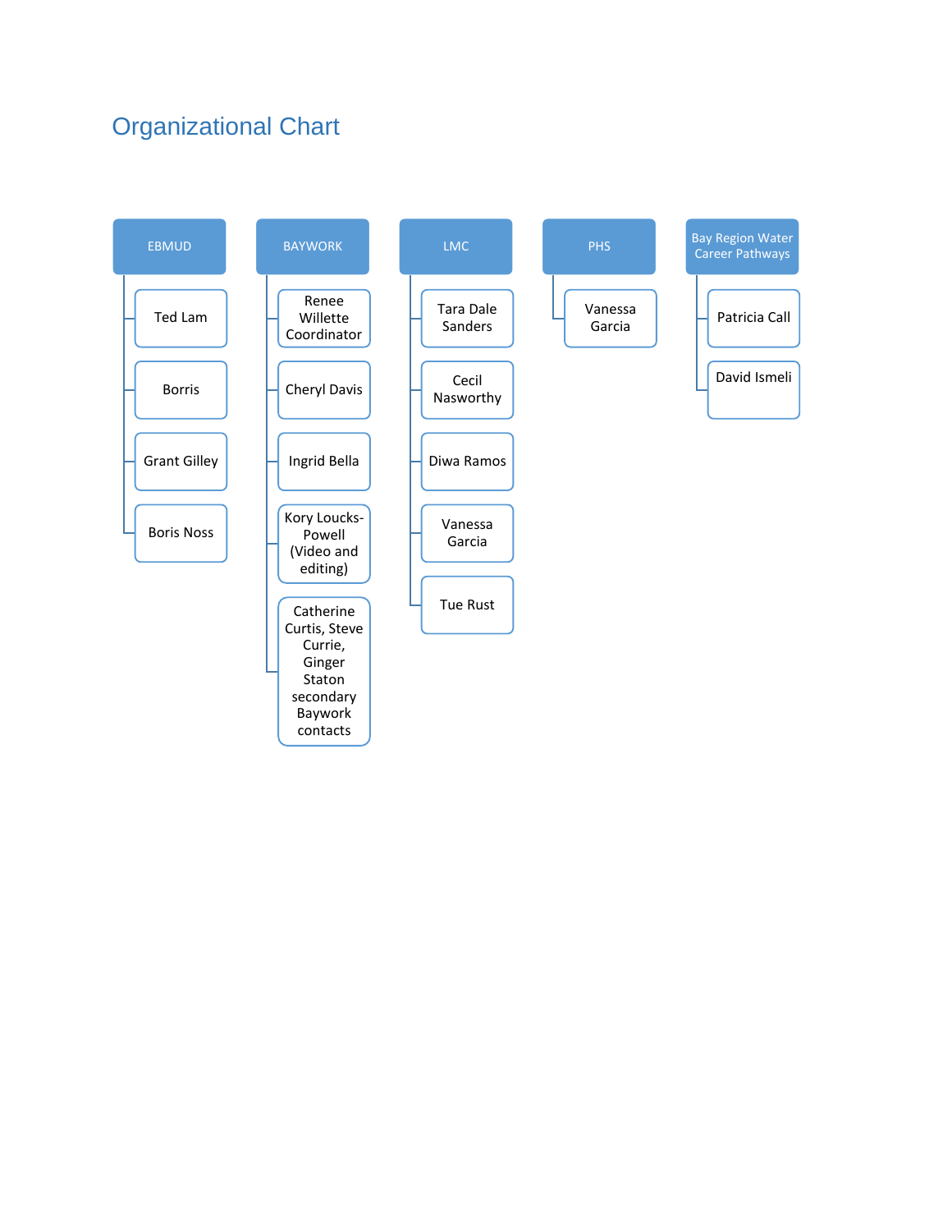# Organizational Chart

- **EBMUD**
  - Ted Lam
  - Borris
  - Grant Gilley
  - Boris Noss
- **BAYWORK**
  - Renee Willette Coordinator
  - Cheryl Davis
  - Ingrid Bella
  - Kory Loucks-Powell (Video and editing)
  - Catherine Curtis, Steve Currie, Ginger Staton secondary Baywork contacts
- **LMC**
  - Tara Dale Sanders
  - Cecil Nasworthy
  - Diwa Ramos
  - Vanessa Garcia
  - Tue Rust
- **PHS**
  - Vanessa Garcia
- **Bay Region Water Career Pathways**
  - Patricia Call
  - David Ismeli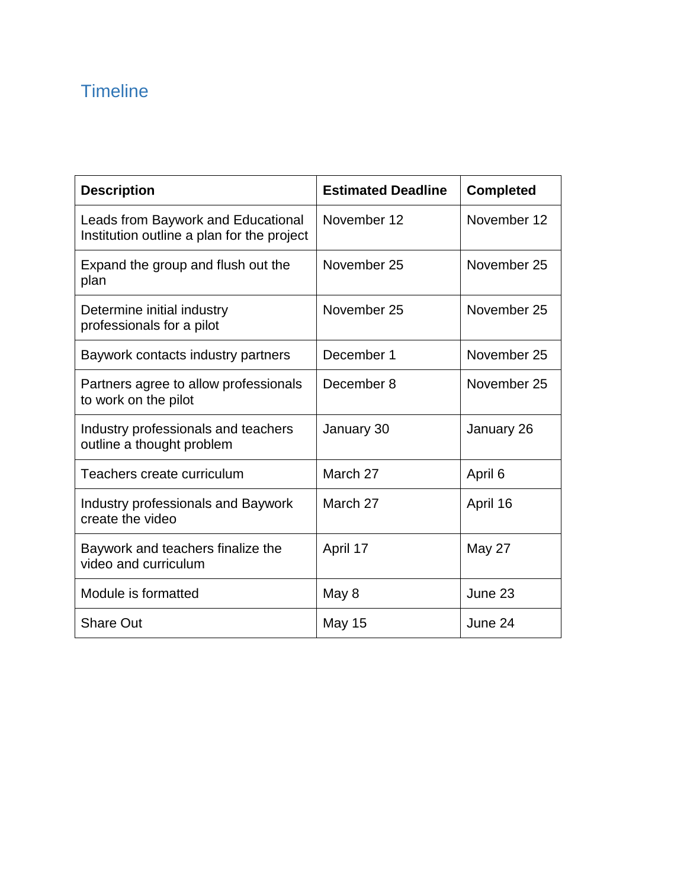## Timeline

| Description | Estimated Deadline | Completed |
|---|---|---|
| Leads from Baywork and Educational Institution outline a plan for the project | November 12 | November 12 |
| Expand the group and flush out the plan | November 25 | November 25 |
| Determine initial industry professionals for a pilot | November 25 | November 25 |
| Baywork contacts industry partners | December 1 | November 25 |
| Partners agree to allow professionals to work on the pilot | December 8 | November 25 |
| Industry professionals and teachers outline a thought problem | January 30 | January 26 |
| Teachers create curriculum | March 27 | April 6 |
| Industry professionals and Baywork create the video | March 27 | April 16 |
| Baywork and teachers finalize the video and curriculum | April 17 | May 27 |
| Module is formatted | May 8 | June 23 |
| Share Out | May 15 | June 24 |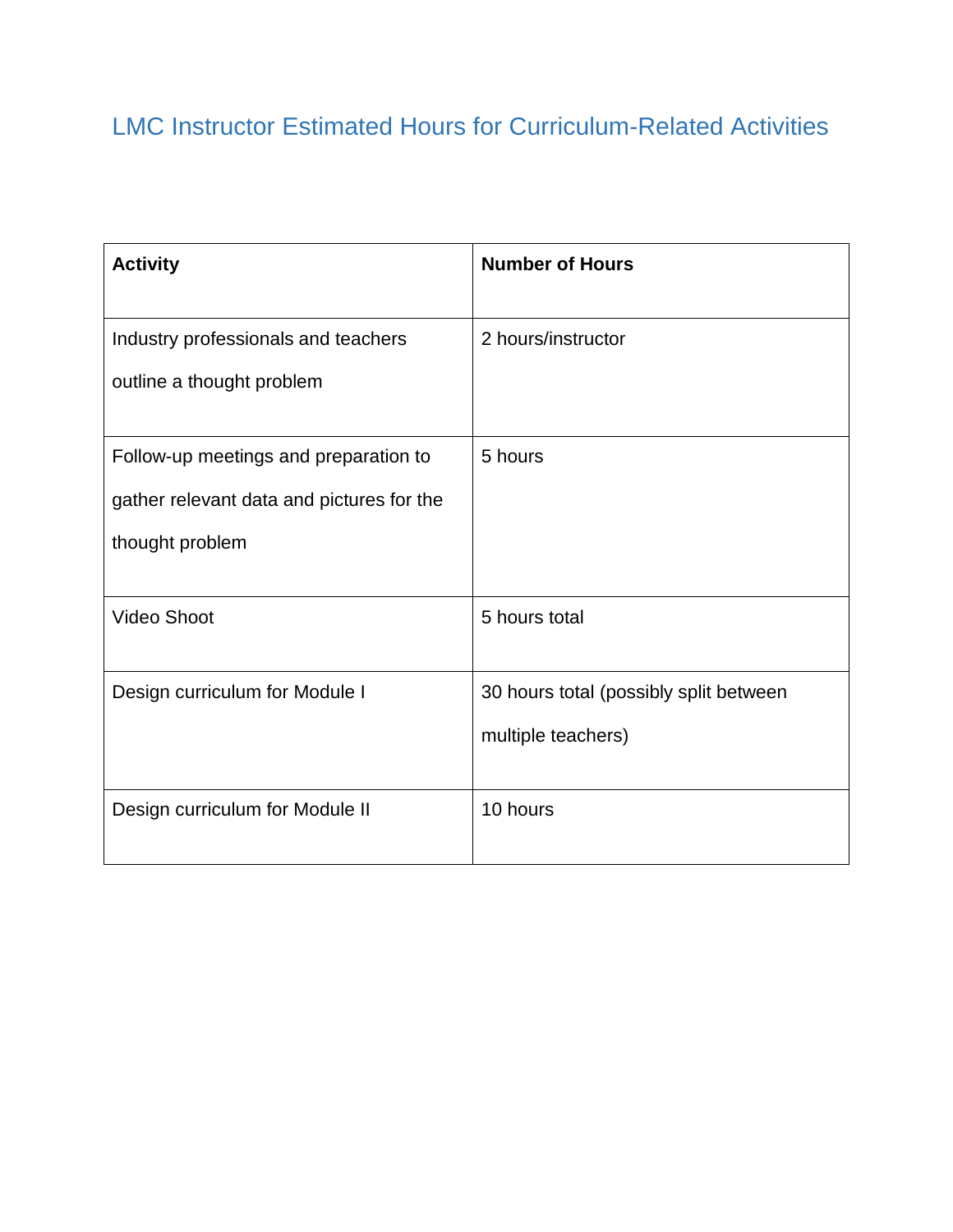# LMC Instructor Estimated Hours for Curriculum-Related Activities

| Activity | Number of Hours |
|---|---|
| Industry professionals and teachers outline a thought problem | 2 hours/instructor |
| Follow-up meetings and preparation to gather relevant data and pictures for the thought problem | 5 hours |
| Video Shoot | 5 hours total |
| Design curriculum for Module I | 30 hours total (possibly split between multiple teachers) |
| Design curriculum for Module II | 10 hours |